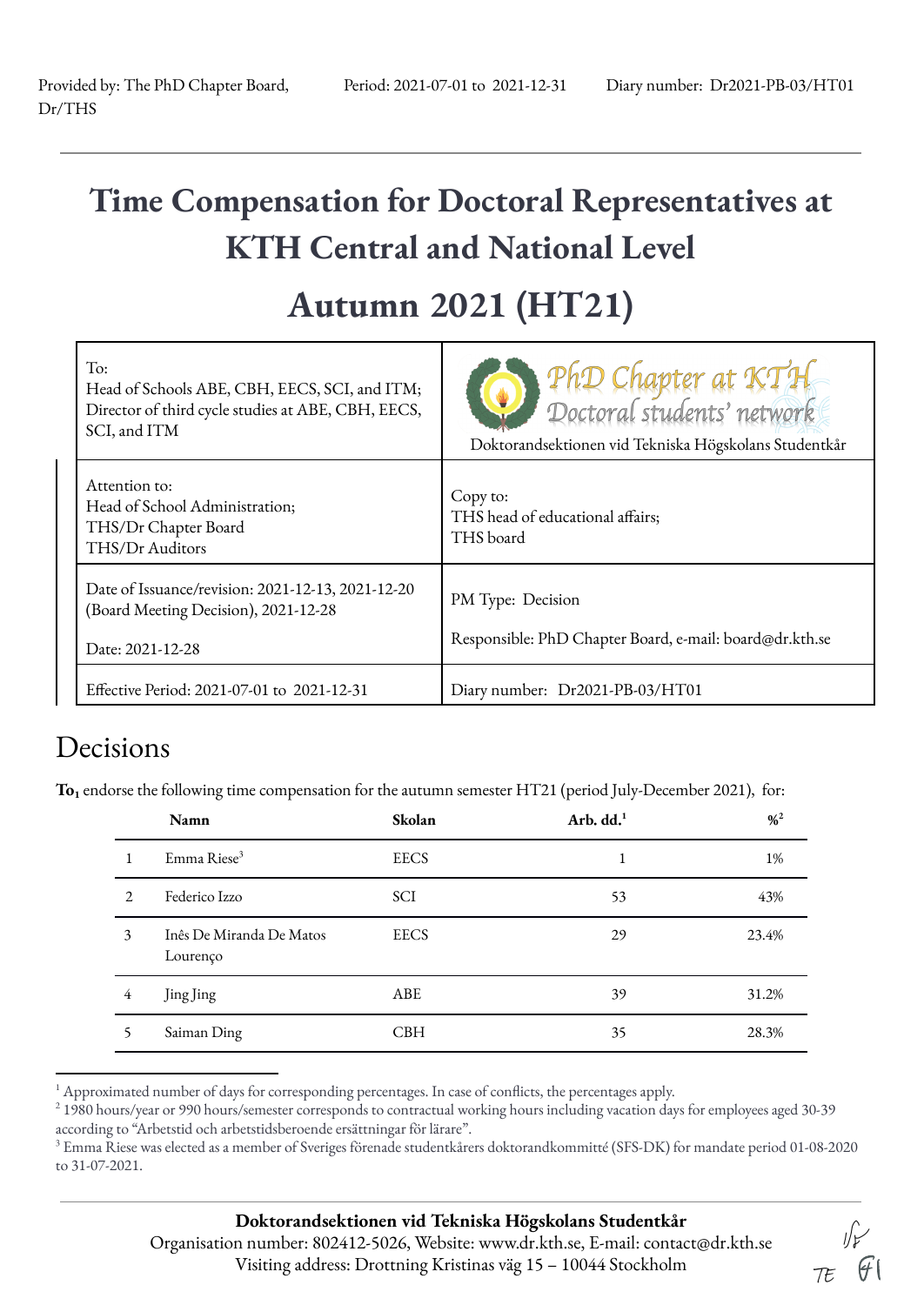Provided by: The PhD Chapter Board, Dr/THS | Period: 2021-07-01 to 2021-12-31 | Diary number: Dr2021-PB-03/HT01

# Time Compensation for Doctoral Representatives at KTH Central and National Level

# Autumn 2021 (HT21)

| To:<br>Head of Schools ABE, CBH, EECS, SCI, and ITM;<br>Director of third cycle studies at ABE, CBH, EECS, SCI, and ITM | PhD Chapter at KTH<br>Doctoral students' network<br>Doktorandsektionen vid Tekniska Högskolans Studentkår |
|---|---|
| Attention to:<br>Head of School Administration;<br>THS/Dr Chapter Board<br>THS/Dr Auditors | Copy to:<br>THS head of educational affairs;<br>THS board |
| Date of Issuance/revision: 2021-12-13, 2021-12-20 (Board Meeting Decision), 2021-12-28<br><br>Date: 2021-12-28 | PM Type: Decision<br><br>Responsible: PhD Chapter Board, e-mail: board@dr.kth.se |
| Effective Period: 2021-07-01 to 2021-12-31 | Diary number: Dr2021-PB-03/HT01 |

## Decisions

**To$_1$** endorse the following time compensation for the autumn semester HT21 (period July-December 2021), for:

| | Namn | Skolan | Arb. dd.[1] | %[2] |
|---|---|---|---|---|
| 1 | Emma Riese[3] | EECS | 1 | 1% |
| 2 | Federico Izzo | SCI | 53 | 43% |
| 3 | Inês De Miranda De Matos Lourenço | EECS | 29 | 23.4% |
| 4 | Jing Jing | ABE | 39 | 31.2% |
| 5 | Saiman Ding | CBH | 35 | 28.3% |

[1] Approximated number of days for corresponding percentages. In case of conflicts, the percentages apply.

[2] 1980 hours/year or 990 hours/semester corresponds to contractual working hours including vacation days for employees aged 30-39 according to "Arbetstid och arbetstidsberoende ersättningar för lärare".

[3] Emma Riese was elected as a member of Sveriges förenade studentkårers doktorandkommitté (SFS-DK) for mandate period 01-08-2020 to 31-07-2021.

**Doktorandsektionen vid Tekniska Högskolans Studentkår**
Organisation number: 802412-5026, Website: www.dr.kth.se, E-mail: contact@dr.kth.se
Visiting address: Drottning Kristinas väg 15 – 10044 Stockholm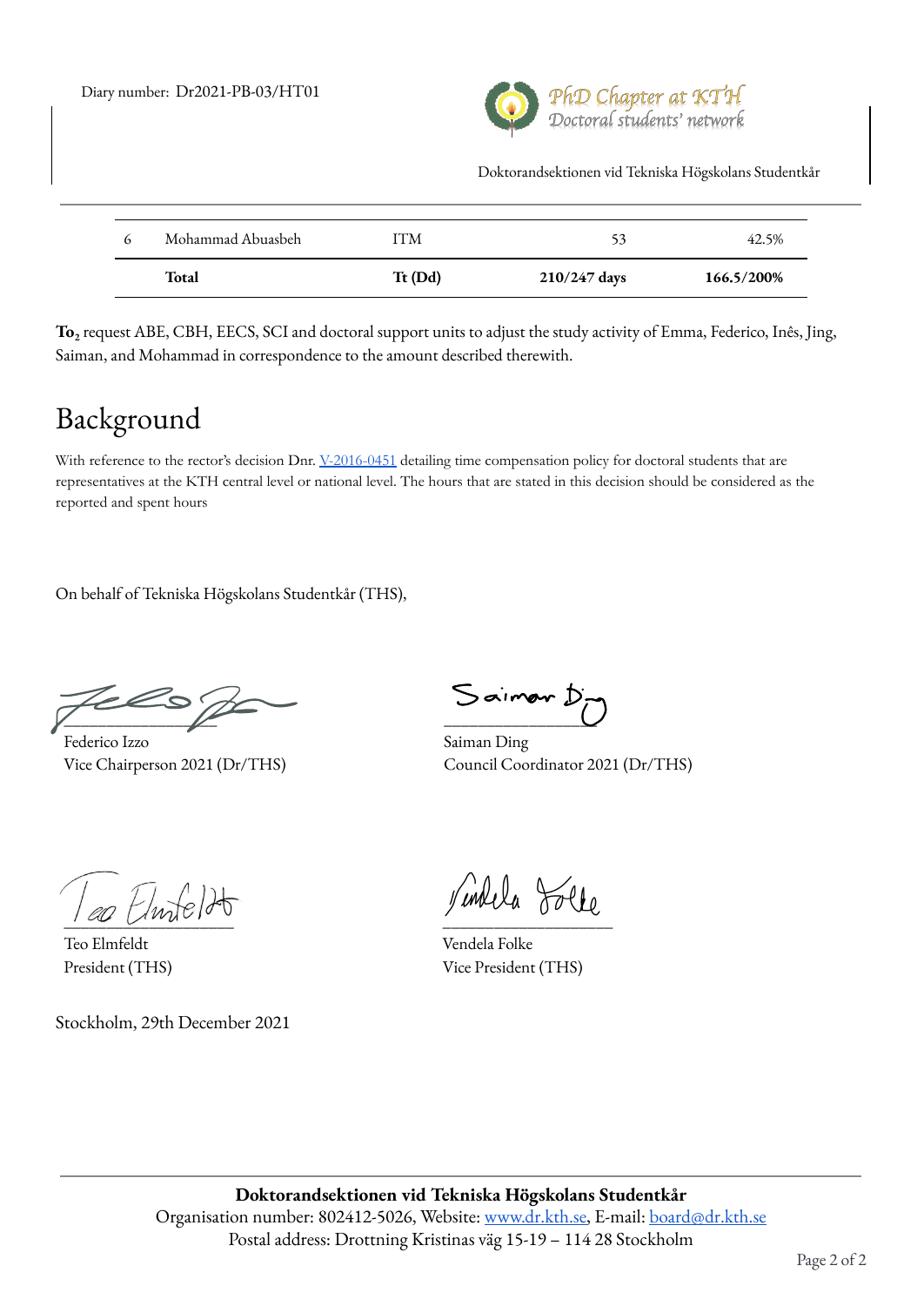| | | | | |
|---|---|---|---|---|
| 6 | Mohammad Abuasbeh | ITM | 53 | 42.5% |
| | **Total** | **Tt (Dd)** | **210/247 days** | **166.5/200%** |

**To$_2$** request ABE, CBH, EECS, SCI and doctoral support units to adjust the study activity of Emma, Federico, Inês, Jing, Saiman, and Mohammad in correspondence to the amount described therewith.

# Background

With reference to the rector's decision Dnr. V-2016-0451 detailing time compensation policy for doctoral students that are representatives at the KTH central level or national level. The hours that are stated in this decision should be considered as the reported and spent hours

On behalf of Tekniska Högskolans Studentkår (THS),

Federico Izzo
Vice Chairperson 2021 (Dr/THS)

Saiman Ding
Council Coordinator 2021 (Dr/THS)

Teo Elmfeldt
President (THS)

Vendela Folke
Vice President (THS)

Stockholm, 29th December 2021

**Doktorandsektionen vid Tekniska Högskolans Studentkår**
Organisation number: 802412-5026, Website: www.dr.kth.se, E-mail: board@dr.kth.se
Postal address: Drottning Kristinas väg 15-19 – 114 28 Stockholm